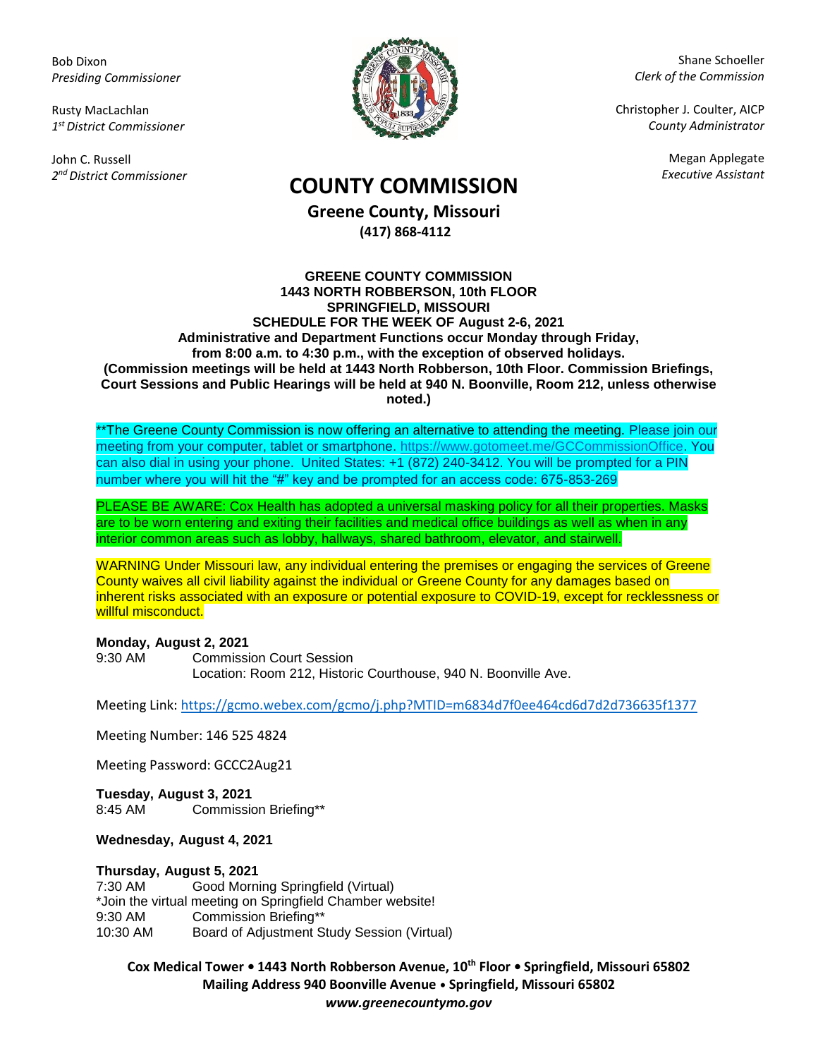Bob Dixon
*Presiding Commissioner*

Rusty MacLachlan
*1st District Commissioner*

John C. Russell
*2nd District Commissioner*

Shane Schoeller
*Clerk of the Commission*

Christopher J. Coulter, AICP
*County Administrator*

Megan Applegate
*Executive Assistant*

# COUNTY COMMISSION

**Greene County, Missouri**
**(417) 868-4112**

**GREENE COUNTY COMMISSION**
**1443 NORTH ROBBERSON, 10th FLOOR**
**SPRINGFIELD, MISSOURI**
**SCHEDULE FOR THE WEEK OF August 2-6, 2021**
**Administrative and Department Functions occur Monday through Friday, from 8:00 a.m. to 4:30 p.m., with the exception of observed holidays.**
**(Commission meetings will be held at 1443 North Robberson, 10th Floor. Commission Briefings, Court Sessions and Public Hearings will be held at 940 N. Boonville, Room 212, unless otherwise noted.)**

**The Greene County Commission is now offering an alternative to attending the meeting. Please join our meeting from your computer, tablet or smartphone. https://www.gotomeet.me/GCCommissionOffice. You can also dial in using your phone. United States: +1 (872) 240-3412. You will be prompted for a PIN number where you will hit the "#" key and be prompted for an access code: 675-853-269

PLEASE BE AWARE: Cox Health has adopted a universal masking policy for all their properties. Masks are to be worn entering and exiting their facilities and medical office buildings as well as when in any interior common areas such as lobby, hallways, shared bathroom, elevator, and stairwell.

WARNING Under Missouri law, any individual entering the premises or engaging the services of Greene County waives all civil liability against the individual or Greene County for any damages based on inherent risks associated with an exposure or potential exposure to COVID-19, except for recklessness or willful misconduct.

**Monday, August 2, 2021**
9:30 AM Commission Court Session
Location: Room 212, Historic Courthouse, 940 N. Boonville Ave.

Meeting Link: https://gcmo.webex.com/gcmo/j.php?MTID=m6834d7f0ee464cd6d7d2d736635f1377

Meeting Number: 146 525 4824

Meeting Password: GCCC2Aug21

**Tuesday, August 3, 2021**
8:45 AM Commission Briefing**

**Wednesday, August 4, 2021**

**Thursday, August 5, 2021**
7:30 AM Good Morning Springfield (Virtual)
*Join the virtual meeting on Springfield Chamber website!
9:30 AM Commission Briefing**
10:30 AM Board of Adjustment Study Session (Virtual)

**Cox Medical Tower • 1443 North Robberson Avenue, 10th Floor • Springfield, Missouri 65802**
**Mailing Address 940 Boonville Avenue • Springfield, Missouri 65802**
***www.greenecountymo.gov***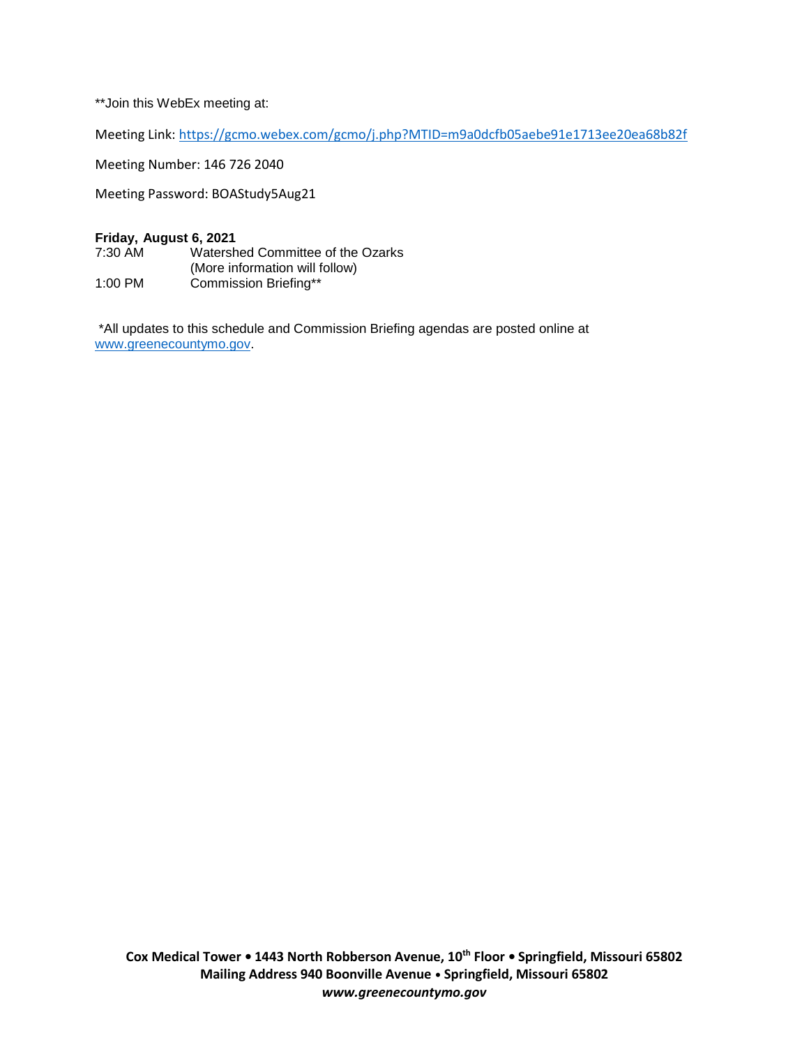**Join this WebEx meeting at:

Meeting Link: https://gcmo.webex.com/gcmo/j.php?MTID=m9a0dcfb05aebe91e1713ee20ea68b82f

Meeting Number: 146 726 2040

Meeting Password: BOAStudy5Aug21

**Friday, August 6, 2021**

| | |
|---|---|
| 7:30 AM | Watershed Committee of the Ozarks<br>(More information will follow) |
| 1:00 PM | Commission Briefing** |

*All updates to this schedule and Commission Briefing agendas are posted online at www.greenecountymo.gov.

**Cox Medical Tower • 1443 North Robberson Avenue, 10th Floor • Springfield, Missouri 65802**
**Mailing Address 940 Boonville Avenue • Springfield, Missouri 65802**
***www.greenecountymo.gov***